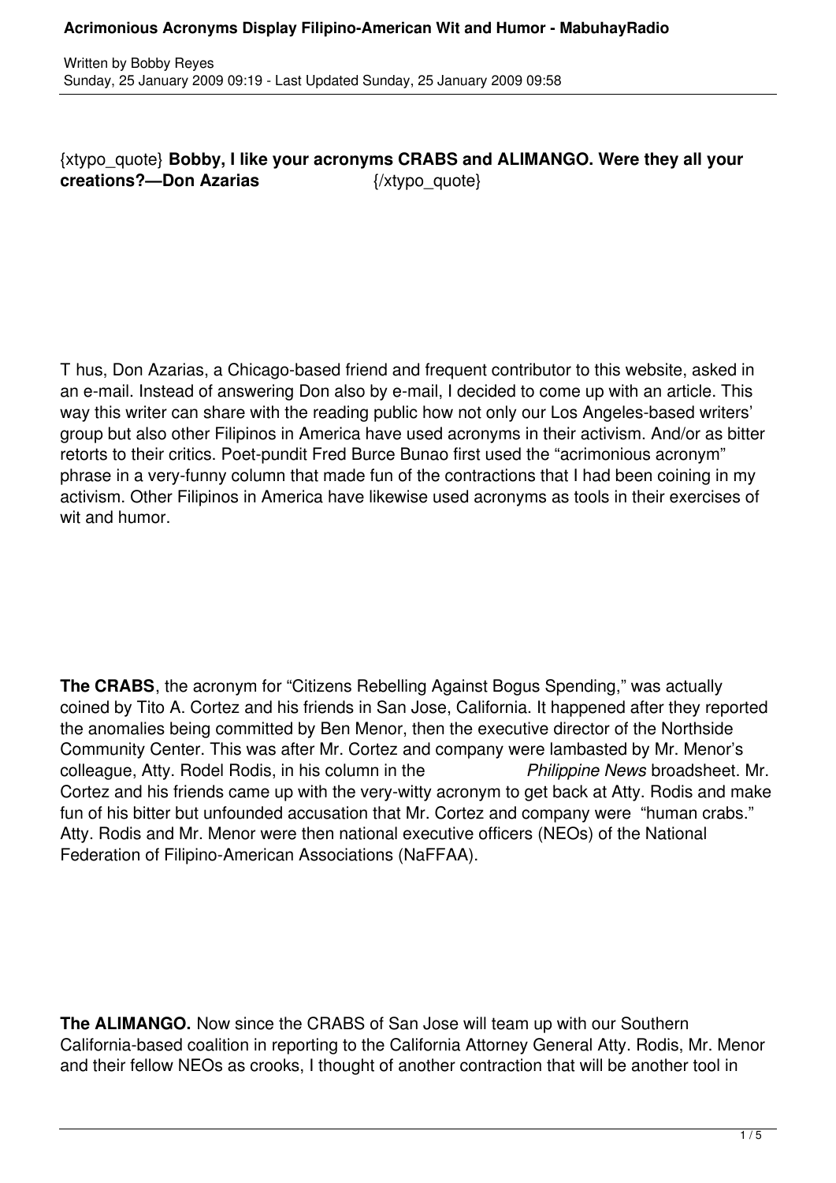{xtypo_quote} **Bobby, I like your acronyms CRABS and ALIMANGO. Were they all your creations?—Don Azarias** {/xtypo_quote}

T hus, Don Azarias, a Chicago-based friend and frequent contributor to this website, asked in an e-mail. Instead of answering Don also by e-mail, I decided to come up with an article. This way this writer can share with the reading public how not only our Los Angeles-based writers' group but also other Filipinos in America have used acronyms in their activism. And/or as bitter retorts to their critics. Poet-pundit Fred Burce Bunao first used the "acrimonious acronym" phrase in a very-funny column that made fun of the contractions that I had been coining in my activism. Other Filipinos in America have likewise used acronyms as tools in their exercises of wit and humor.

**The CRABS**, the acronym for "Citizens Rebelling Against Bogus Spending," was actually coined by Tito A. Cortez and his friends in San Jose, California. It happened after they reported the anomalies being committed by Ben Menor, then the executive director of the Northside Community Center. This was after Mr. Cortez and company were lambasted by Mr. Menor's colleague, Atty. Rodel Rodis, in his column in the *Philippine News* broadsheet. Mr. Cortez and his friends came up with the very-witty acronym to get back at Atty. Rodis and make fun of his bitter but unfounded accusation that Mr. Cortez and company were "human crabs." Atty. Rodis and Mr. Menor were then national executive officers (NEOs) of the National Federation of Filipino-American Associations (NaFFAA).

**The ALIMANGO.** Now since the CRABS of San Jose will team up with our Southern California-based coalition in reporting to the California Attorney General Atty. Rodis, Mr. Menor and their fellow NEOs as crooks, I thought of another contraction that will be another tool in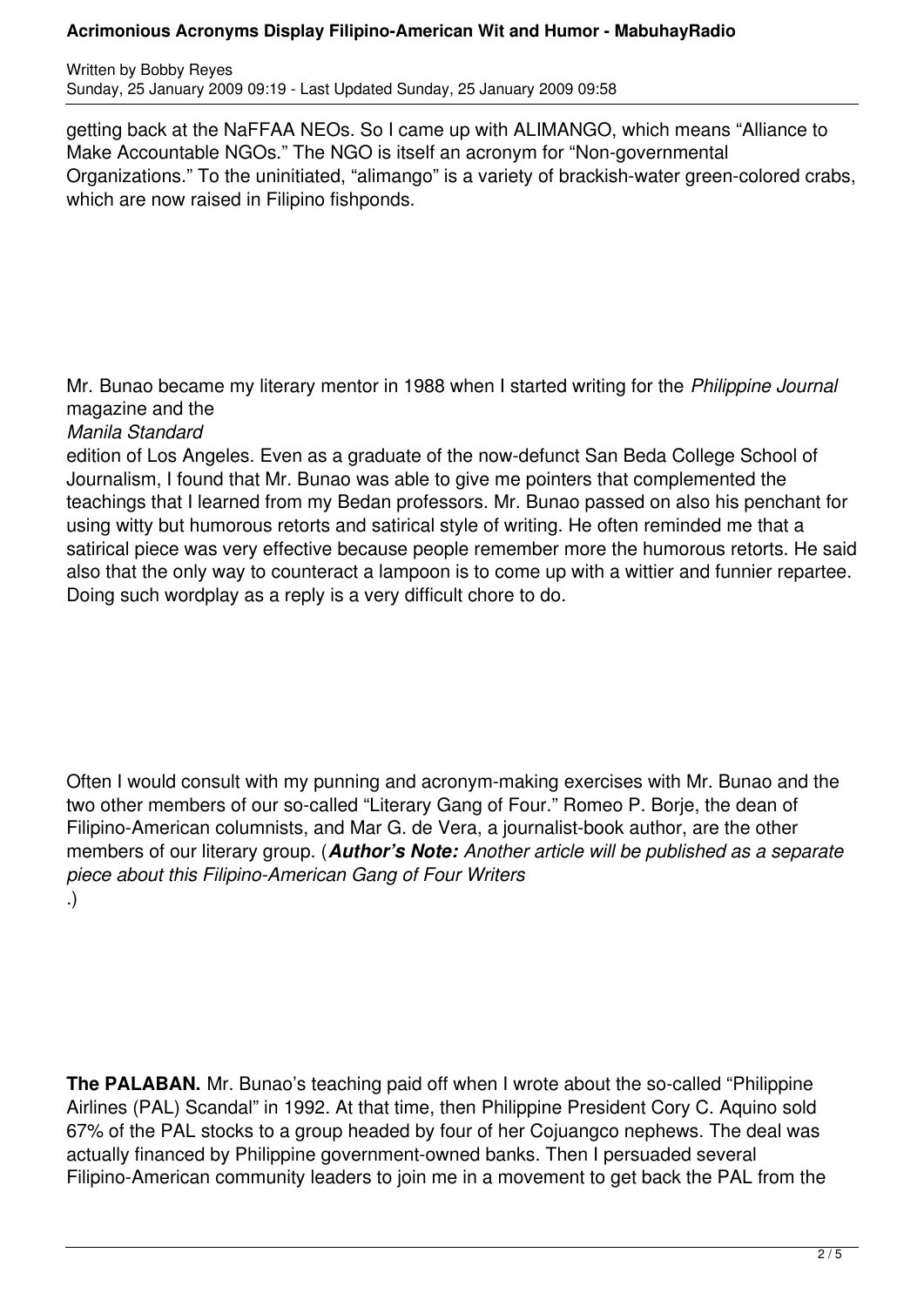getting back at the NaFFAA NEOs. So I came up with ALIMANGO, which means "Alliance to Make Accountable NGOs." The NGO is itself an acronym for "Non-governmental Organizations." To the uninitiated, "alimango" is a variety of brackish-water green-colored crabs, which are now raised in Filipino fishponds.

Mr. Bunao became my literary mentor in 1988 when I started writing for the *Philippine Journal* magazine and the *Manila Standard* edition of Los Angeles. Even as a graduate of the now-defunct San Beda College School of Journalism, I found that Mr. Bunao was able to give me pointers that complemented the teachings that I learned from my Bedan professors. Mr. Bunao passed on also his penchant for using witty but humorous retorts and satirical style of writing. He often reminded me that a satirical piece was very effective because people remember more the humorous retorts. He said also that the only way to counteract a lampoon is to come up with a wittier and funnier repartee. Doing such wordplay as a reply is a very difficult chore to do.

Often I would consult with my punning and acronym-making exercises with Mr. Bunao and the two other members of our so-called "Literary Gang of Four." Romeo P. Borje, the dean of Filipino-American columnists, and Mar G. de Vera, a journalist-book author, are the other members of our literary group. (***Author's Note:*** *Another article will be published as a separate piece about this Filipino-American Gang of Four Writers*.)

**The PALABAN.** Mr. Bunao's teaching paid off when I wrote about the so-called "Philippine Airlines (PAL) Scandal" in 1992. At that time, then Philippine President Cory C. Aquino sold 67% of the PAL stocks to a group headed by four of her Cojuangco nephews. The deal was actually financed by Philippine government-owned banks. Then I persuaded several Filipino-American community leaders to join me in a movement to get back the PAL from the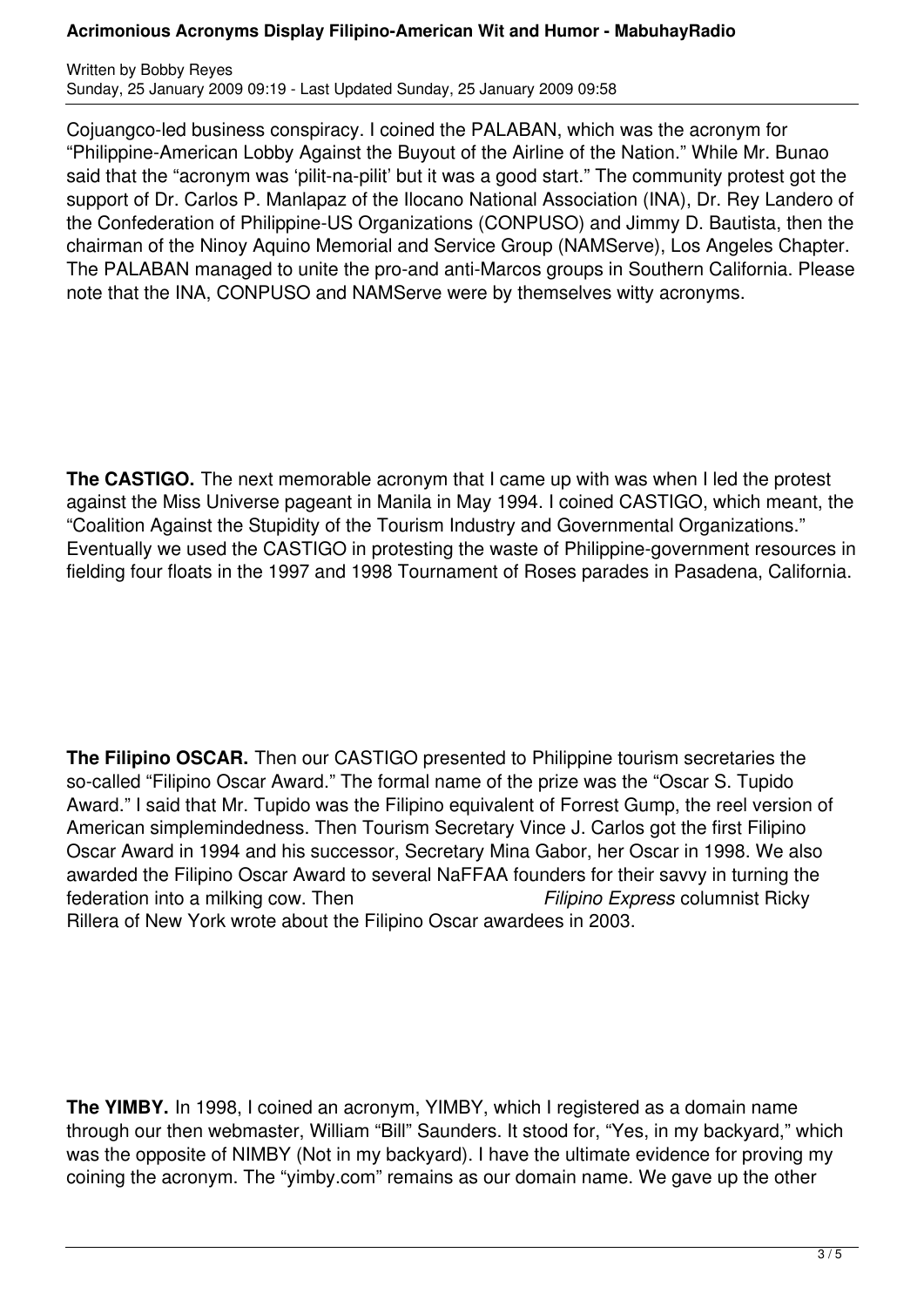Cojuangco-led business conspiracy. I coined the PALABAN, which was the acronym for "Philippine-American Lobby Against the Buyout of the Airline of the Nation." While Mr. Bunao said that the "acronym was 'pilit-na-pilit' but it was a good start." The community protest got the support of Dr. Carlos P. Manlapaz of the Ilocano National Association (INA), Dr. Rey Landero of the Confederation of Philippine-US Organizations (CONPUSO) and Jimmy D. Bautista, then the chairman of the Ninoy Aquino Memorial and Service Group (NAMServe), Los Angeles Chapter. The PALABAN managed to unite the pro-and anti-Marcos groups in Southern California. Please note that the INA, CONPUSO and NAMServe were by themselves witty acronyms.

**The CASTIGO.** The next memorable acronym that I came up with was when I led the protest against the Miss Universe pageant in Manila in May 1994. I coined CASTIGO, which meant, the "Coalition Against the Stupidity of the Tourism Industry and Governmental Organizations." Eventually we used the CASTIGO in protesting the waste of Philippine-government resources in fielding four floats in the 1997 and 1998 Tournament of Roses parades in Pasadena, California.

**The Filipino OSCAR.** Then our CASTIGO presented to Philippine tourism secretaries the so-called "Filipino Oscar Award." The formal name of the prize was the "Oscar S. Tupido Award." I said that Mr. Tupido was the Filipino equivalent of Forrest Gump, the reel version of American simplemindedness. Then Tourism Secretary Vince J. Carlos got the first Filipino Oscar Award in 1994 and his successor, Secretary Mina Gabor, her Oscar in 1998. We also awarded the Filipino Oscar Award to several NaFFAA founders for their savvy in turning the federation into a milking cow. Then *Filipino Express* columnist Ricky Rillera of New York wrote about the Filipino Oscar awardees in 2003.

**The YIMBY.** In 1998, I coined an acronym, YIMBY, which I registered as a domain name through our then webmaster, William "Bill" Saunders. It stood for, "Yes, in my backyard," which was the opposite of NIMBY (Not in my backyard). I have the ultimate evidence for proving my coining the acronym. The "yimby.com" remains as our domain name. We gave up the other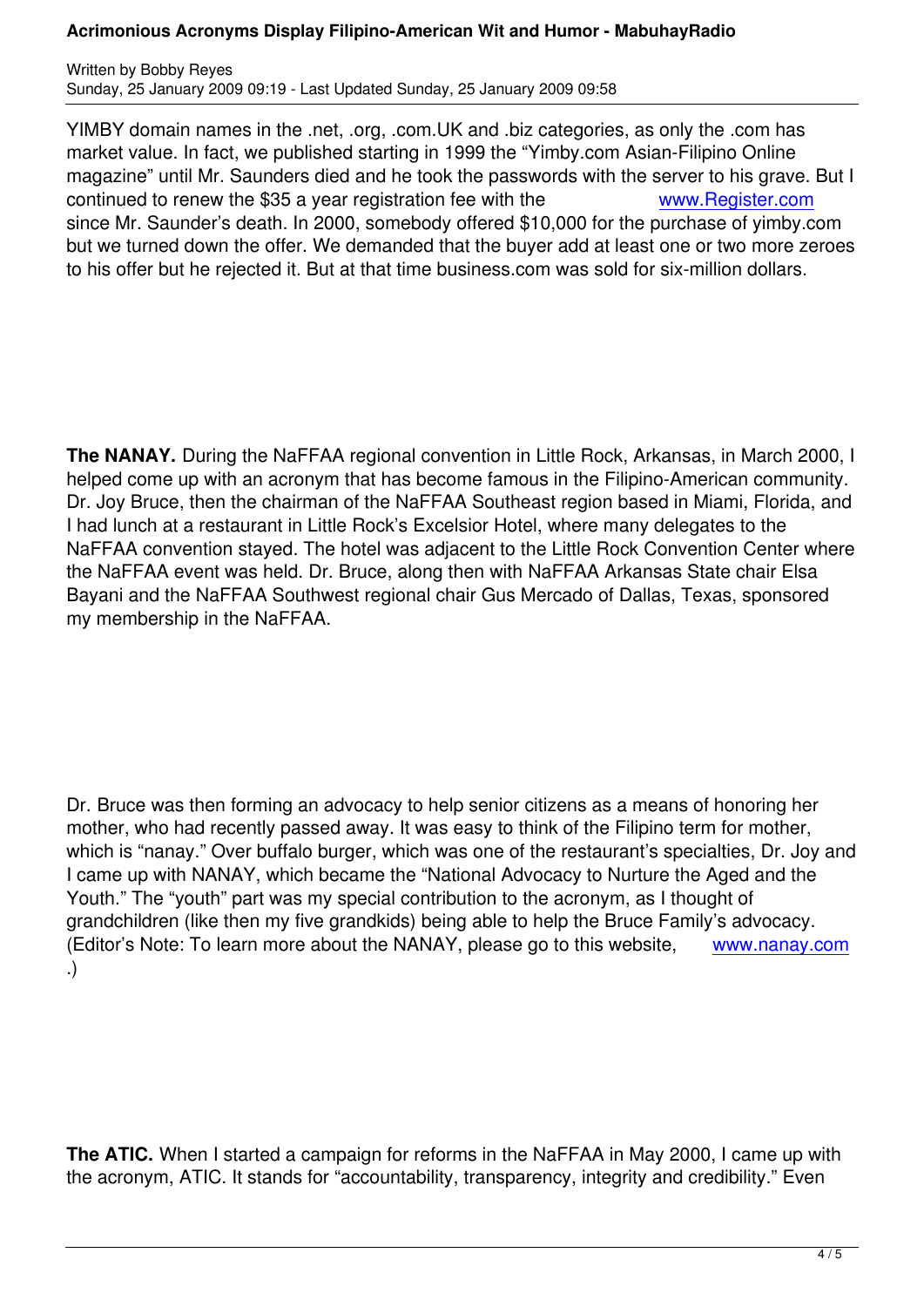YIMBY domain names in the .net, .org, .com.UK and .biz categories, as only the .com has market value. In fact, we published starting in 1999 the "Yimby.com Asian-Filipino Online magazine" until Mr. Saunders died and he took the passwords with the server to his grave. But I continued to renew the $35 a year registration fee with the www.Register.com since Mr. Saunder's death. In 2000, somebody offered $10,000 for the purchase of yimby.com but we turned down the offer. We demanded that the buyer add at least one or two more zeroes to his offer but he rejected it. But at that time business.com was sold for six-million dollars.

**The NANAY.** During the NaFFAA regional convention in Little Rock, Arkansas, in March 2000, I helped come up with an acronym that has become famous in the Filipino-American community. Dr. Joy Bruce, then the chairman of the NaFFAA Southeast region based in Miami, Florida, and I had lunch at a restaurant in Little Rock's Excelsior Hotel, where many delegates to the NaFFAA convention stayed. The hotel was adjacent to the Little Rock Convention Center where the NaFFAA event was held. Dr. Bruce, along then with NaFFAA Arkansas State chair Elsa Bayani and the NaFFAA Southwest regional chair Gus Mercado of Dallas, Texas, sponsored my membership in the NaFFAA.

Dr. Bruce was then forming an advocacy to help senior citizens as a means of honoring her mother, who had recently passed away. It was easy to think of the Filipino term for mother, which is "nanay." Over buffalo burger, which was one of the restaurant's specialties, Dr. Joy and I came up with NANAY, which became the "National Advocacy to Nurture the Aged and the Youth." The "youth" part was my special contribution to the acronym, as I thought of grandchildren (like then my five grandkids) being able to help the Bruce Family's advocacy. (Editor's Note: To learn more about the NANAY, please go to this website, www.nanay.com .)

**The ATIC.** When I started a campaign for reforms in the NaFFAA in May 2000, I came up with the acronym, ATIC. It stands for "accountability, transparency, integrity and credibility." Even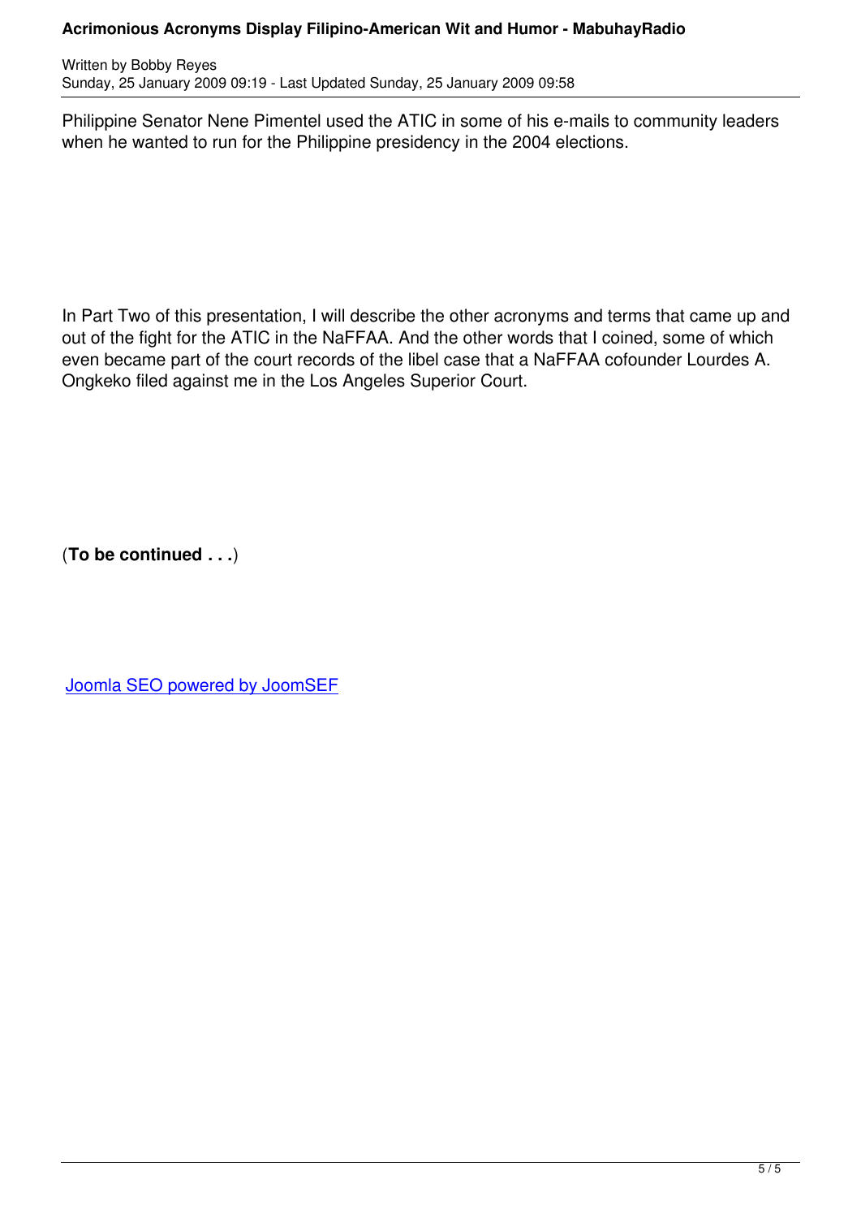Philippine Senator Nene Pimentel used the ATIC in some of his e-mails to community leaders when he wanted to run for the Philippine presidency in the 2004 elections.

In Part Two of this presentation, I will describe the other acronyms and terms that came up and out of the fight for the ATIC in the NaFFAA. And the other words that I coined, some of which even became part of the court records of the libel case that a NaFFAA cofounder Lourdes A. Ongkeko filed against me in the Los Angeles Superior Court.

(**To be continued . . .**)

Joomla SEO powered by JoomSEF